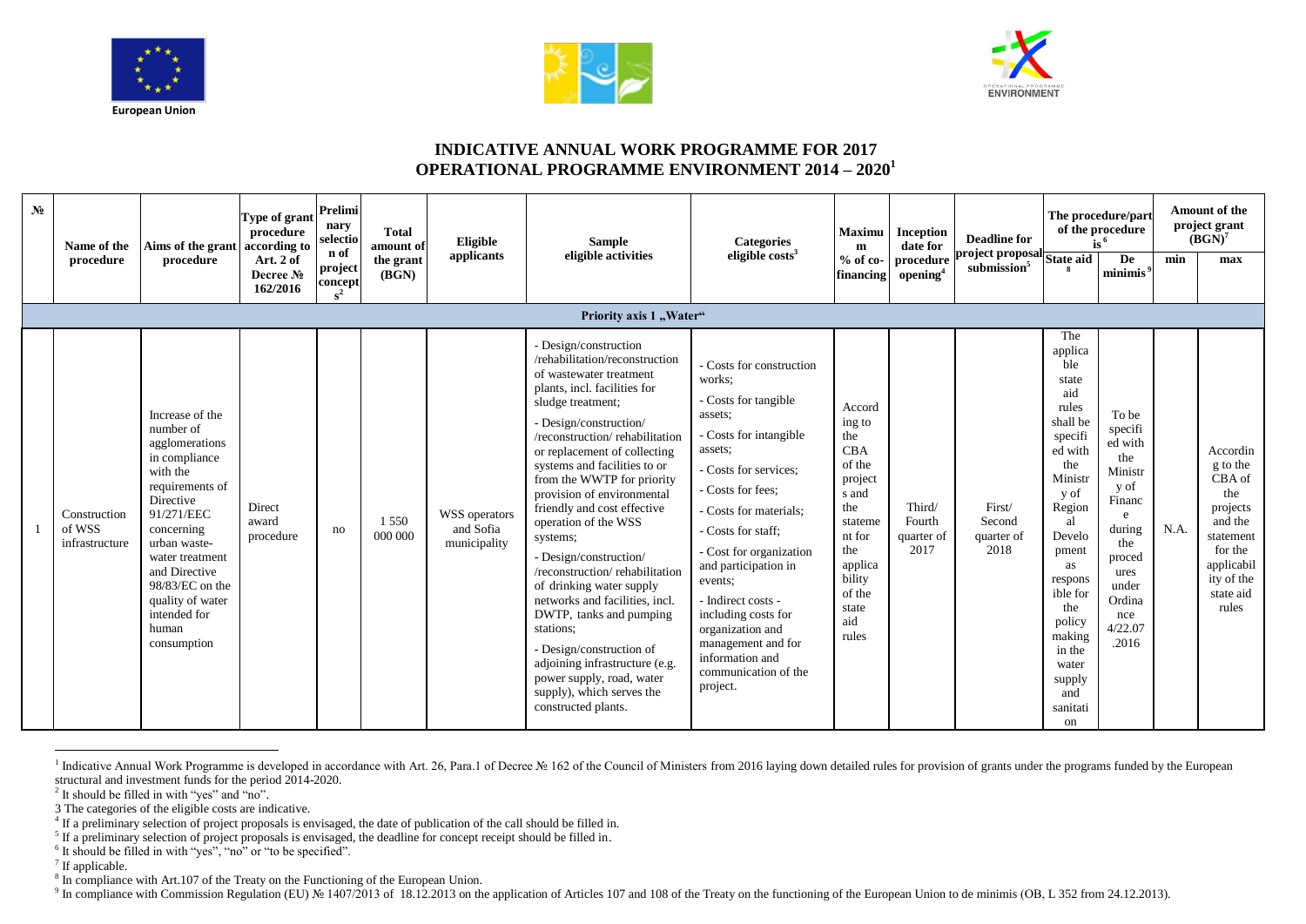European Union

# INDICATIVE ANNUAL WORK PROGRAMME FOR 2017
# OPERATIONAL PROGRAMME ENVIRONMENT 2014 – 2020[1]

| № | Name of the procedure | Aims of the grant procedure | Type of grant procedure according to Art. 2 of Decree № 162/2016 | Preliminary selection of project concepts[2] | Total amount of the grant (BGN) | Eligible applicants | Sample eligible activities | Categories eligible costs[3] | Maximum % of co-financing | Inception date for procedure opening[4] | Deadline for project proposal submission[5] | The procedure/part of the procedure is[6] | | Amount of the project grant (BGN)[7] | |
|---|---|---|---|---|---|---|---|---|---|---|---|---|---|---|---|
| | | | | | | | | | | | | State aid[8] | De minimis[9] | min | max |
| **Priority axis 1 „Water“** | | | | | | | | | | | | | | | |
| 1 | Construction of WSS infrastructure | Increase of the number of agglomerations in compliance with the requirements of Directive 91/271/EEC concerning urban waste-water treatment and Directive 98/83/EC on the quality of water intended for human consumption | Direct award procedure | no | 1 550 000 000 | WSS operators and Sofia municipality | - Design/construction /rehabilitation/reconstruction of wastewater treatment plants, incl. facilities for sludge treatment;<br>- Design/construction/ /reconstruction/ rehabilitation or replacement of collecting systems and facilities to or from the WWTP for priority provision of environmental friendly and cost effective operation of the WSS systems;<br>- Design/construction/ /reconstruction/ rehabilitation of drinking water supply networks and facilities, incl. DWTP, tanks and pumping stations;<br>- Design/construction of adjoining infrastructure (e.g. power supply, road, water supply), which serves the constructed plants. | - Costs for construction works;<br>- Costs for tangible assets;<br>- Costs for intangible assets;<br>- Costs for services;<br>- Costs for fees;<br>- Costs for materials;<br>- Costs for staff;<br>- Cost for organization and participation in events;<br>- Indirect costs - including costs for organization and management and for information and communication of the project. | According to the CBA of the projects and the statement for the applicability of the state aid rules | Third/ Fourth quarter of 2017 | First/ Second quarter of 2018 | The applicable state aid rules shall be specified with the Ministry of Regional Development as responsible for the policy making in the water supply and sanitation | To be specified with the Ministry of Finance during the procedures under Ordinance 4/22.07.2016 | N.A. | According to the CBA of the projects and the statement for the applicability of the state aid rules |

[1] Indicative Annual Work Programme is developed in accordance with Art. 26, Para.1 of Decree № 162 of the Council of Ministers from 2016 laying down detailed rules for provision of grants under the programs funded by the European structural and investment funds for the period 2014-2020.

[2] It should be filled in with "yes" and "no".

3 The categories of the eligible costs are indicative.

[4] If a preliminary selection of project proposals is envisaged, the date of publication of the call should be filled in.

[5] If a preliminary selection of project proposals is envisaged, the deadline for concept receipt should be filled in.

[6] It should be filled in with "yes", "no" or "to be specified".

[7] If applicable.

[8] In compliance with Art.107 of the Treaty on the Functioning of the European Union.

[9] In compliance with Commission Regulation (EU) № 1407/2013 of 18.12.2013 on the application of Articles 107 and 108 of the Treaty on the functioning of the European Union to de minimis (OB, L 352 from 24.12.2013).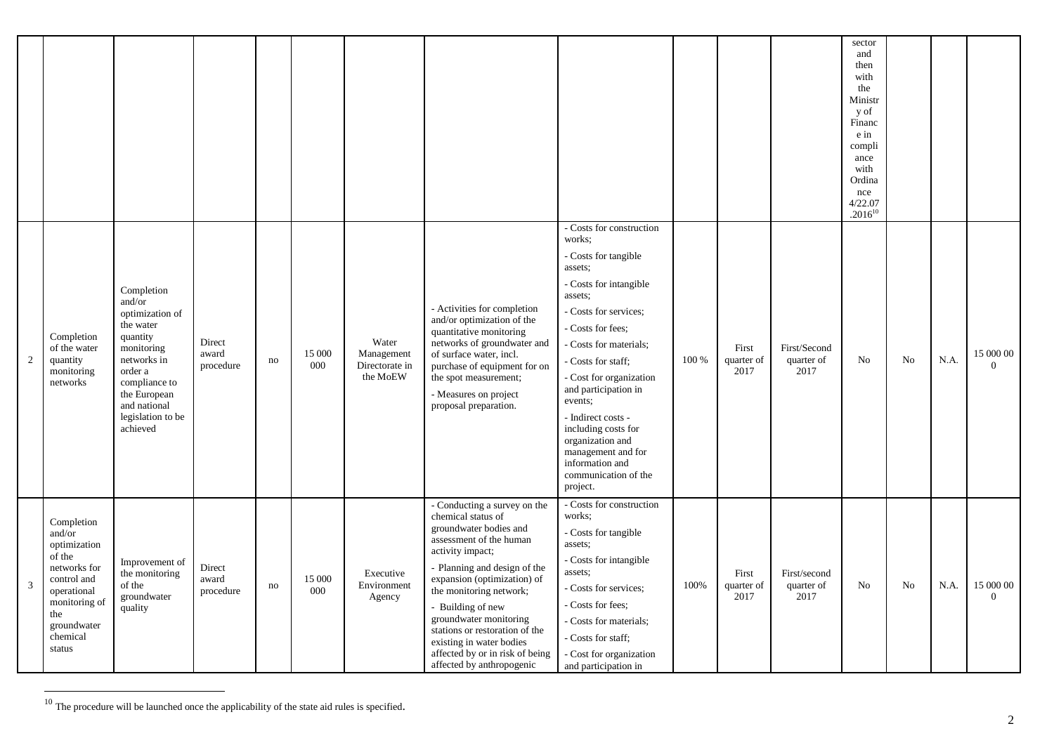| | | | | | | | | | | | | | | | |
|---|---|---|---|---|---|---|---|---|---|---|---|---|---|---|---|
| | | | | | | | | | | | | sector and then with the Ministry of Finance in compliance with Ordinance 4/22.07.2016[10] | | | |
| 2 | Completion of the water quantity monitoring networks | Completion and/or optimization of the water quantity monitoring networks in order a compliance to the European and national legislation to be achieved | Direct award procedure | no | 15 000 000 | Water Management Directorate in the MoEW | - Activities for completion and/or optimization of the quantitative monitoring networks of groundwater and of surface water, incl. purchase of equipment for on the spot measurement;<br>- Measures on project proposal preparation. | - Costs for construction works;<br>- Costs for tangible assets;<br>- Costs for intangible assets;<br>- Costs for services;<br>- Costs for fees;<br>- Costs for materials;<br>- Costs for staff;<br>- Cost for organization and participation in events;<br>- Indirect costs - including costs for organization and management and for information and communication of the project. | 100 % | First quarter of 2017 | First/Second quarter of 2017 | No | No | N.A. | 15 000 000 |
| 3 | Completion and/or optimization of the networks for control and operational monitoring of the groundwater chemical status | Improvement of the monitoring of the groundwater quality | Direct award procedure | no | 15 000 000 | Executive Environment Agency | - Conducting a survey on the chemical status of groundwater bodies and assessment of the human activity impact;<br>- Planning and design of the expansion (optimization) of the monitoring network;<br>- Building of new groundwater monitoring stations or restoration of the existing in water bodies affected by or in risk of being affected by anthropogenic | - Costs for construction works;<br>- Costs for tangible assets;<br>- Costs for intangible assets;<br>- Costs for services;<br>- Costs for fees;<br>- Costs for materials;<br>- Costs for staff;<br>- Cost for organization and participation in | 100% | First quarter of 2017 | First/second quarter of 2017 | No | No | N.A. | 15 000 000 |

[10] The procedure will be launched once the applicability of the state aid rules is specified.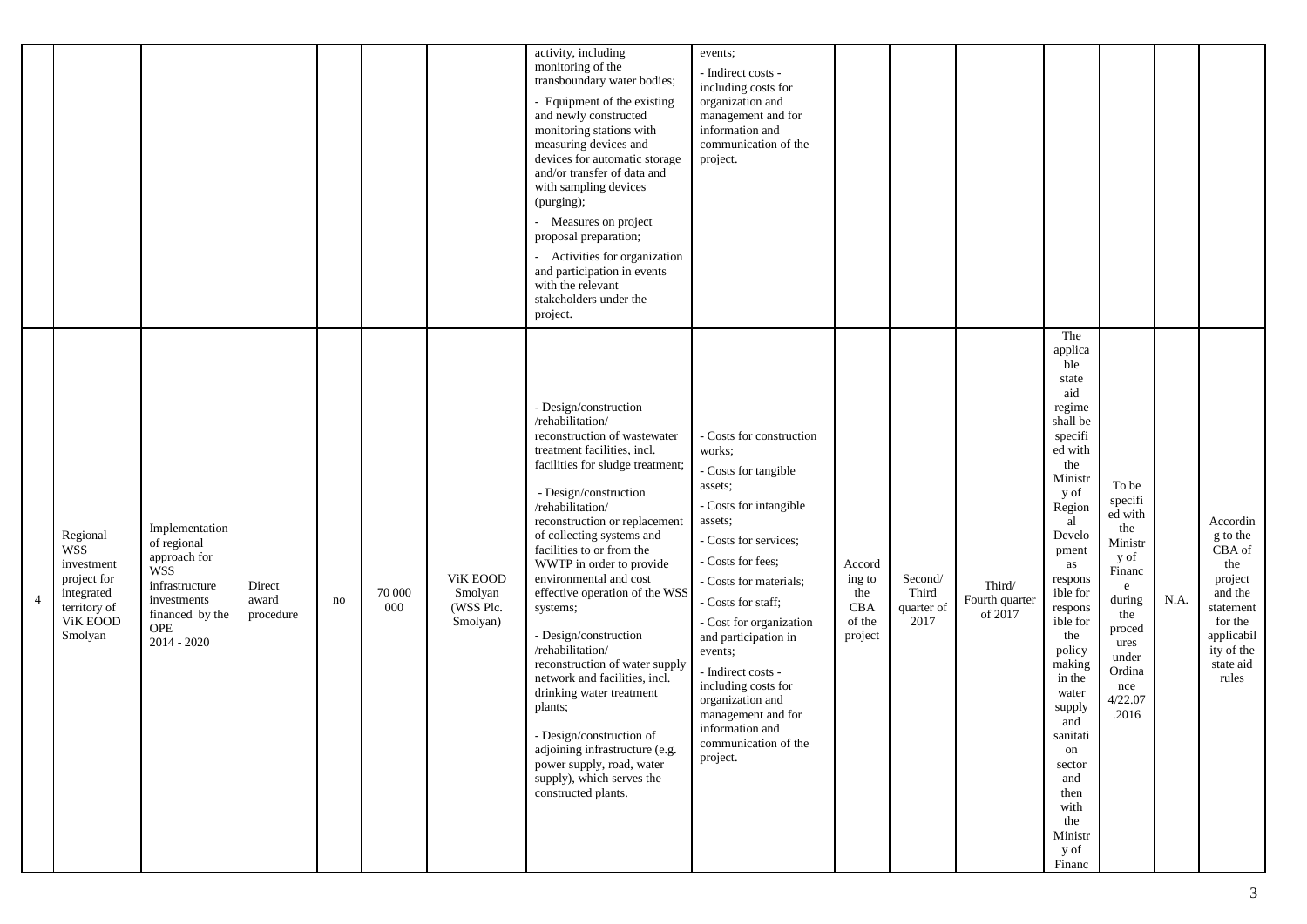| | | | | | | | | | | | | | | |
|---|---|---|---|---|---|---|---|---|---|---|---|---|---|---|
| | | | | | | | activity, including monitoring of the transboundary water bodies; - Equipment of the existing and newly constructed monitoring stations with measuring devices and devices for automatic storage and/or transfer of data and with sampling devices (purging); - Measures on project proposal preparation; - Activities for organization and participation in events with the relevant stakeholders under the project. | events; - Indirect costs - including costs for organization and management and for information and communication of the project. | | | | | | | |
| 4 | Regional WSS investment project for integrated territory of ViK EOOD Smolyan | Implementation of regional approach for WSS infrastructure investments financed by the OPE 2014 - 2020 | Direct award procedure | no | 70 000 000 | ViK EOOD Smolyan (WSS Plc. Smolyan) | - Design/construction /rehabilitation/ reconstruction of wastewater treatment facilities, incl. facilities for sludge treatment; - Design/construction /rehabilitation/ reconstruction or replacement of collecting systems and facilities to or from the WWTP in order to provide environmental and cost effective operation of the WSS systems; - Design/construction /rehabilitation/ reconstruction of water supply network and facilities, incl. drinking water treatment plants; - Design/construction of adjoining infrastructure (e.g. power supply, road, water supply), which serves the constructed plants. | - Costs for construction works; - Costs for tangible assets; - Costs for intangible assets; - Costs for services; - Costs for fees; - Costs for materials; - Costs for staff; - Cost for organization and participation in events; - Indirect costs - including costs for organization and management and for information and communication of the project. | According to the CBA of the project | Second/ Third quarter of 2017 | Third/ Fourth quarter of 2017 | The applicable state aid regime shall be specified with the Ministry of Regional Development as responsible for responsible for the policy making in the water supply and sanitation sector and then with the Ministry of Financ | To be specified with the Ministry of Finance during the procedures under Ordinance 4/22.07.2016 | N.A. | According to the CBA of the project and the statement for the applicability of the state aid rules |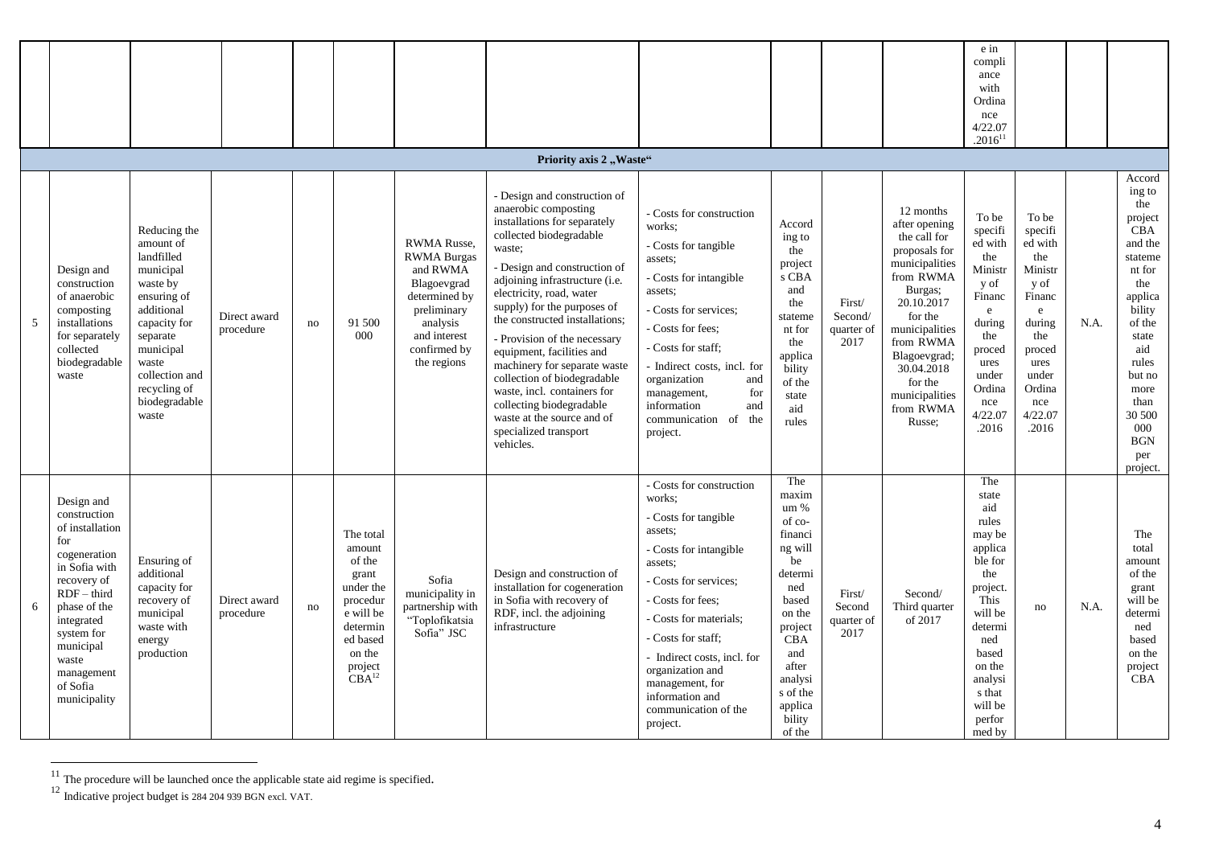| | | | | | | | | | | | | | | | |
|---|---|---|---|---|---|---|---|---|---|---|---|---|---|---|---|
| | | | | | | | | | | | | e in compliance with Ordinance 4/22.07.2016[11] | | | |
| **Priority axis 2 „Waste“** | | | | | | | | | | | | | | | |
| 5 | Design and construction of anaerobic composting installations for separately collected biodegradable waste | Reducing the amount of landfilled municipal waste by ensuring of additional capacity for separate municipal waste collection and recycling of biodegradable waste | Direct award procedure | no | 91 500 000 | RWMA Russe, RWMA Burgas and RWMA Blagoevgrad determined by preliminary analysis and interest confirmed by the regions | - Design and construction of anaerobic composting installations for separately collected biodegradable waste;<br>- Design and construction of adjoining infrastructure (i.e. electricity, road, water supply) for the purposes of the constructed installations;<br>- Provision of the necessary equipment, facilities and machinery for separate waste collection of biodegradable waste, incl. containers for collecting biodegradable waste at the source and of specialized transport vehicles. | - Costs for construction works;<br>- Costs for tangible assets;<br>- Costs for intangible assets;<br>- Costs for services;<br>- Costs for fees;<br>- Costs for staff;<br>- Indirect costs, incl. for organization and management, for information and communication of the project. | According to the project s CBA and the statement for the applicability of the state aid rules | First/ Second/ quarter of 2017 | 12 months after opening the call for proposals for municipalities from RWMA Burgas; 20.10.2017 for the municipalities from RWMA Blagoevgrad; 30.04.2018 for the municipalities from RWMA Russe; | To be specified with the Ministry of Finance during the procedures under Ordinance 4/22.07.2016 | To be specified with the Ministry of Finance during the procedures under Ordinance 4/22.07.2016 | N.A. | According to the project CBA and the statement for the applicability of the state aid rules but no more than 30 500 000 BGN per project. |
| 6 | Design and construction of installation for cogeneration in Sofia with recovery of RDF – third phase of the integrated system for municipal waste management of Sofia municipality | Ensuring of additional capacity for recovery of municipal waste with energy production | Direct award procedure | no | The total amount of the grant under the procedure will be determined based on the project CBA[12] | Sofia municipality in partnership with "Toplofikatsia Sofia" JSC | Design and construction of installation for cogeneration in Sofia with recovery of RDF, incl. the adjoining infrastructure | - Costs for construction works;<br>- Costs for tangible assets;<br>- Costs for intangible assets;<br>- Costs for services;<br>- Costs for fees;<br>- Costs for materials;<br>- Costs for staff;<br>- Indirect costs, incl. for organization and management, for information and communication of the project. | The maximum % of co-financing will be determined based on the project CBA and after analysis of the applicability of the | First/ Second quarter of 2017 | Second/ Third quarter of 2017 | The state aid rules may be applicable for the project. This will be determined based on the analysis that will be performed by | no | N.A. | The total amount of the grant will be determined based on the project CBA |

[11] The procedure will be launched once the applicable state aid regime is specified.

[12] Indicative project budget is 284 204 939 BGN excl. VAT.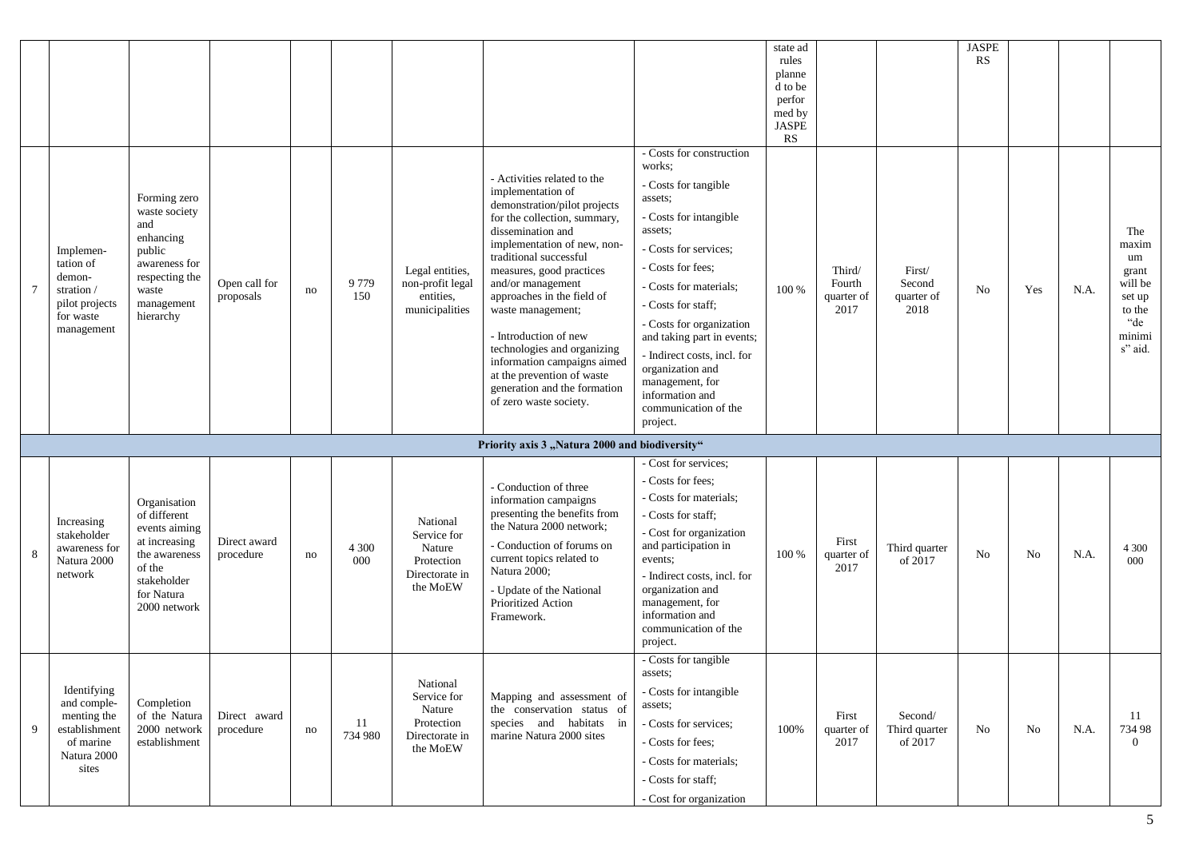| | | | | | | | | | | | | | | | | |
|---|---|---|---|---|---|---|---|---|---|---|---|---|---|---|---|---|
| | | | | | | | | | state ad rules planned to be performed by JASPERS | | | JASPERS | | | |
| 7 | Implementation of demonstration / pilot projects for waste management | Forming zero waste society and enhancing public awareness for respecting the waste management hierarchy | Open call for proposals | no | 9 779 150 | Legal entities, non-profit legal entities, municipalities | - Activities related to the implementation of demonstration/pilot projects for the collection, summary, dissemination and implementation of new, non-traditional successful measures, good practices and/or management approaches in the field of waste management;<br>- Introduction of new technologies and organizing information campaigns aimed at the prevention of waste generation and the formation of zero waste society. | - Costs for construction works;<br>- Costs for tangible assets;<br>- Costs for intangible assets;<br>- Costs for services;<br>- Costs for fees;<br>- Costs for materials;<br>- Costs for staff;<br>- Costs for organization and taking part in events;<br>- Indirect costs, incl. for organization and management, for information and communication of the project. | 100 % | Third/ Fourth quarter of 2017 | First/ Second quarter of 2018 | No | Yes | N.A. | The maximum grant will be set up to the "de minimis" aid. |
| **Priority axis 3 „Natura 2000 and biodiversity“** | | | | | | | | | | | | | | | |
| 8 | Increasing stakeholder awareness for Natura 2000 network | Organisation of different events aiming at increasing the awareness of the stakeholder for Natura 2000 network | Direct award procedure | no | 4 300 000 | National Service for Nature Protection Directorate in the MoEW | - Conduction of three information campaigns presenting the benefits from the Natura 2000 network;<br>- Conduction of forums on current topics related to Natura 2000;<br>- Update of the National Prioritized Action Framework. | - Cost for services;<br>- Costs for fees;<br>- Costs for materials;<br>- Costs for staff;<br>- Cost for organization and participation in events;<br>- Indirect costs, incl. for organization and management, for information and communication of the project. | 100 % | First quarter of 2017 | Third quarter of 2017 | No | No | N.A. | 4 300 000 |
| 9 | Identifying and complementing the establishment of marine Natura 2000 sites | Completion of the Natura 2000 network establishment | Direct award procedure | no | 11 734 980 | National Service for Nature Protection Directorate in the MoEW | Mapping and assessment of the conservation status of species and habitats in marine Natura 2000 sites | - Costs for tangible assets;<br>- Costs for intangible assets;<br>- Costs for services;<br>- Costs for fees;<br>- Costs for materials;<br>- Costs for staff;<br>- Cost for organization | 100% | First quarter of 2017 | Second/ Third quarter of 2017 | No | No | N.A. | 11 734 980 |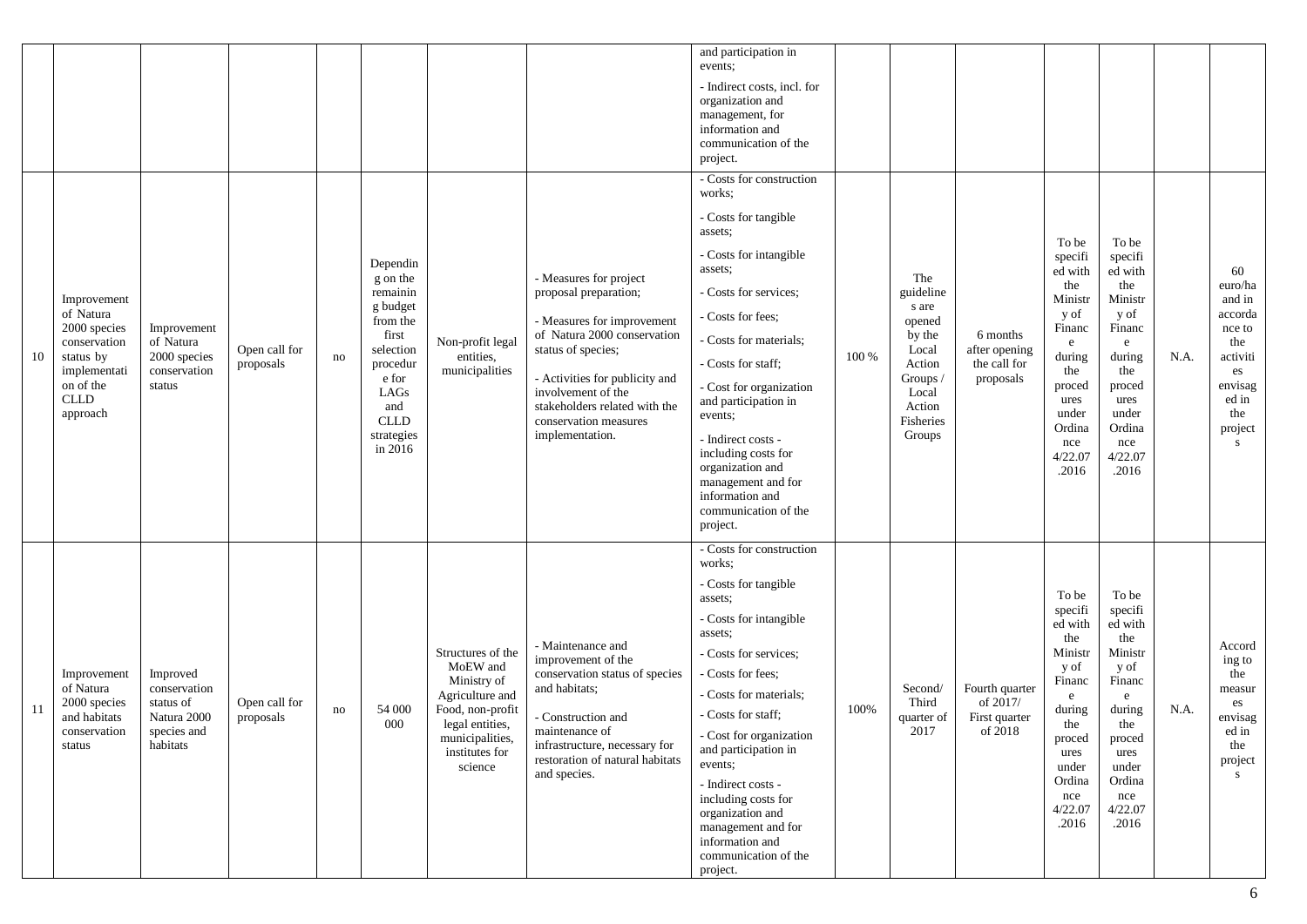| | | | | | | | | | | | | | | | |
|---|---|---|---|---|---|---|---|---|---|---|---|---|---|---|---|
| | | | | | | | | and participation in events;<br>- Indirect costs, incl. for organization and management, for information and communication of the project. | | | | | | | |
| 10 | Improvement of Natura 2000 species conservation status by implementation of the CLLD approach | Improvement of Natura 2000 species conservation status | Open call for proposals | no | Depending on the remaining budget from the first selection procedure for LAGs and CLLD strategies in 2016 | Non-profit legal entities, municipalities | - Measures for project proposal preparation;<br>- Measures for improvement of Natura 2000 conservation status of species;<br>- Activities for publicity and involvement of the stakeholders related with the conservation measures implementation. | - Costs for construction works;<br>- Costs for tangible assets;<br>- Costs for intangible assets;<br>- Costs for services;<br>- Costs for fees;<br>- Costs for materials;<br>- Costs for staff;<br>- Cost for organization and participation in events;<br>- Indirect costs - including costs for organization and management and for information and communication of the project. | 100 % | The guidelines are opened by the Local Action Groups / Local Action Fisheries Groups | 6 months after opening the call for proposals | To be specified with the Ministry of Finance during the procedures under Ordinance 4/22.07.2016 | To be specified with the Ministry of Finance during the procedures under Ordinance 4/22.07.2016 | N.A. | 60 euro/ha and in accordance to the activities envisaged in the projects |
| 11 | Improvement of Natura 2000 species and habitats conservation status | Improved conservation status of Natura 2000 species and habitats | Open call for proposals | no | 54 000 000 | Structures of the MoEW and Ministry of Agriculture and Food, non-profit legal entities, municipalities, institutes for science | - Maintenance and improvement of the conservation status of species and habitats;<br>- Construction and maintenance of infrastructure, necessary for restoration of natural habitats and species. | - Costs for construction works;<br>- Costs for tangible assets;<br>- Costs for intangible assets;<br>- Costs for services;<br>- Costs for fees;<br>- Costs for materials;<br>- Costs for staff;<br>- Cost for organization and participation in events;<br>- Indirect costs - including costs for organization and management and for information and communication of the project. | 100% | Second/ Third quarter of 2017 | Fourth quarter of 2017/ First quarter of 2018 | To be specified with the Ministry of Finance during the procedures under Ordinance 4/22.07.2016 | To be specified with the Ministry of Finance during the procedures under Ordinance 4/22.07.2016 | N.A. | According to the measures envisaged in the projects |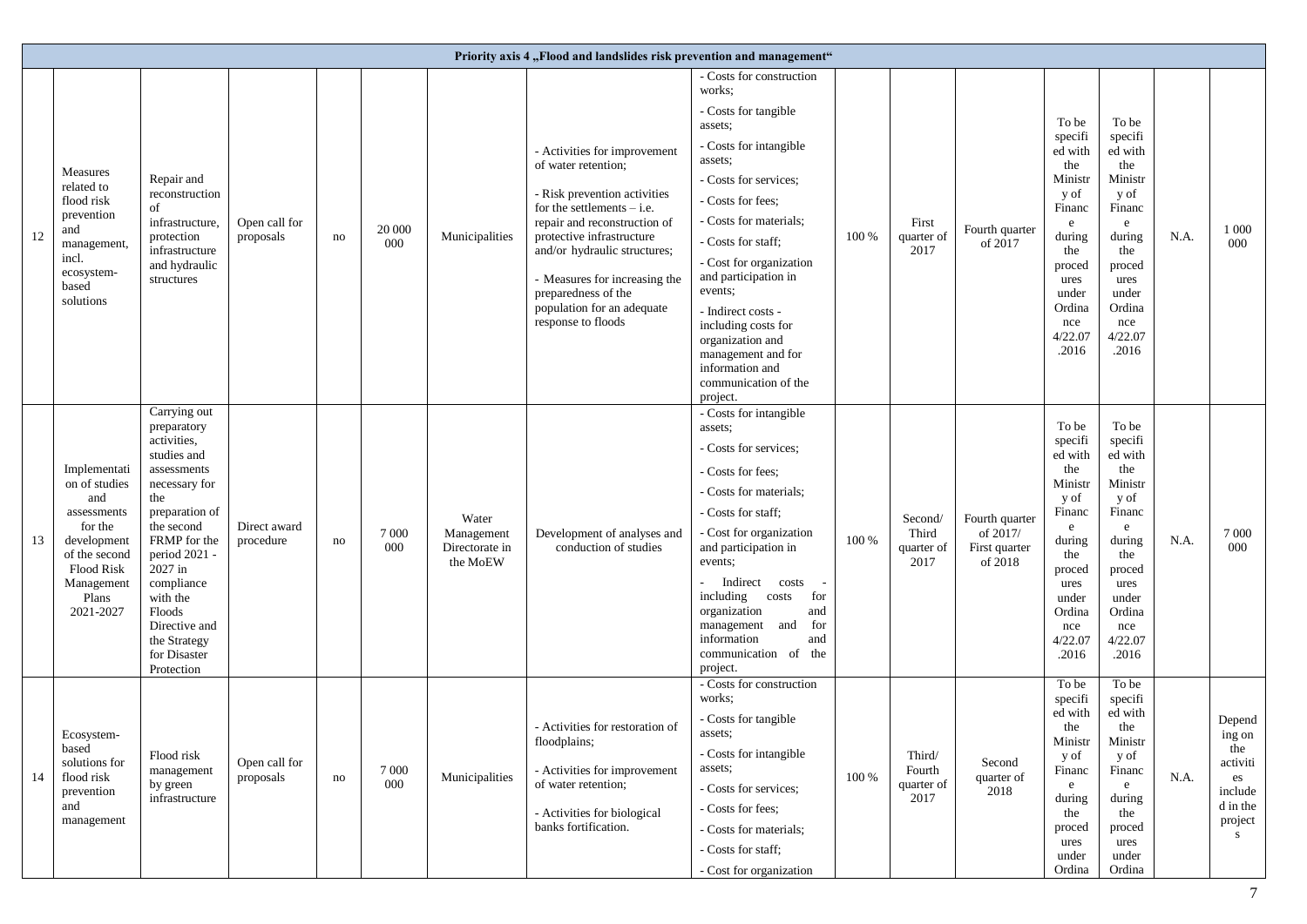| Priority axis 4 „Flood and landslides risk prevention and management“ | | | | | | | | | | | | | | | |
|---|---|---|---|---|---|---|---|---|---|---|---|---|---|---|---|
| 12 | Measures related to flood risk prevention and management, incl. ecosystem-based solutions | Repair and reconstruction of infrastructure, protection infrastructure and hydraulic structures | Open call for proposals | no | 20 000 000 | Municipalities | - Activities for improvement of water retention;<br>- Risk prevention activities for the settlements – i.e. repair and reconstruction of protective infrastructure and/or hydraulic structures;<br>- Measures for increasing the preparedness of the population for an adequate response to floods | - Costs for construction works;<br>- Costs for tangible assets;<br>- Costs for intangible assets;<br>- Costs for services;<br>- Costs for fees;<br>- Costs for materials;<br>- Costs for staff;<br>- Cost for organization and participation in events;<br>- Indirect costs - including costs for organization and management and for information and communication of the project. | 100 % | First quarter of 2017 | Fourth quarter of 2017 | To be specified with the Ministry of Finance during the procedures under Ordinance 4/22.07.2016 | To be specified with the Ministry of Finance during the procedures under Ordinance 4/22.07.2016 | N.A. | 1 000 000 |
| 13 | Implementation of studies and assessments for the development of the second Flood Risk Management Plans 2021-2027 | Carrying out preparatory activities, studies and assessments necessary for the preparation of the second FRMP for the period 2021 - 2027 in compliance with the Floods Directive and the Strategy for Disaster Protection | Direct award procedure | no | 7 000 000 | Water Management Directorate in the MoEW | Development of analyses and conduction of studies | - Costs for intangible assets;<br>- Costs for services;<br>- Costs for fees;<br>- Costs for materials;<br>- Costs for staff;<br>- Cost for organization and participation in events;<br>- Indirect costs - including costs for organization and management and for information and communication of the project. | 100 % | Second/ Third quarter of 2017 | Fourth quarter of 2017/ First quarter of 2018 | To be specified with the Ministry of Finance during the procedures under Ordinance 4/22.07.2016 | To be specified with the Ministry of Finance during the procedures under Ordinance 4/22.07.2016 | N.A. | 7 000 000 |
| 14 | Ecosystem-based solutions for flood risk prevention and management | Flood risk management by green infrastructure | Open call for proposals | no | 7 000 000 | Municipalities | - Activities for restoration of floodplains;<br>- Activities for improvement of water retention;<br>- Activities for biological banks fortification. | - Costs for construction works;<br>- Costs for tangible assets;<br>- Costs for intangible assets;<br>- Costs for services;<br>- Costs for fees;<br>- Costs for materials;<br>- Costs for staff;<br>- Cost for organization | 100 % | Third/ Fourth quarter of 2017 | Second quarter of 2018 | To be specified with the Ministry of Finance during the procedures under Ordina | To be specified with the Ministry of Finance during the procedures under Ordina | N.A. | Depending on the activities included in the projects |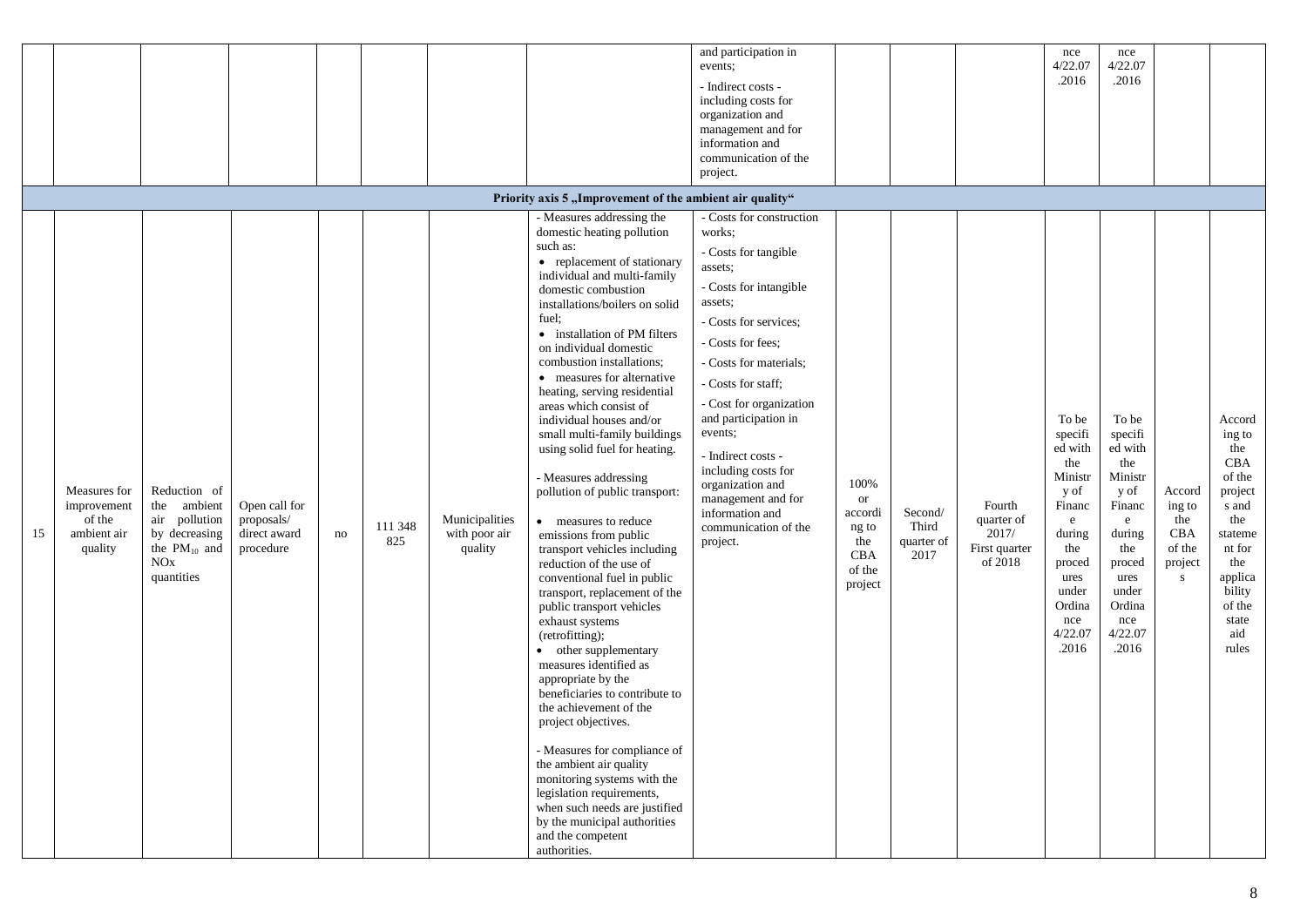| | | | | | | | | | | | | | | | |
|---|---|---|---|---|---|---|---|---|---|---|---|---|---|---|---|
| | | | | | | | | and participation in events;<br>- Indirect costs - including costs for organization and management and for information and communication of the project. | | | | nce 4/22.07 .2016 | nce 4/22.07 .2016 | | |
| **Priority axis 5 „Improvement of the ambient air quality“** | | | | | | | | | | | | | | | |
| 15 | Measures for improvement of the ambient air quality | Reduction of the ambient air pollution by decreasing the $PM_{10}$ and NOx quantities | Open call for proposals/ direct award procedure | no | 111 348 825 | Municipalities with poor air quality | - Measures addressing the domestic heating pollution such as:<br>• replacement of stationary individual and multi-family domestic combustion installations/boilers on solid fuel;<br>• installation of PM filters on individual domestic combustion installations;<br>• measures for alternative heating, serving residential areas which consist of individual houses and/or small multi-family buildings using solid fuel for heating.<br>- Measures addressing pollution of public transport:<br>• measures to reduce emissions from public transport vehicles including reduction of the use of conventional fuel in public transport, replacement of the public transport vehicles exhaust systems (retrofitting);<br>• other supplementary measures identified as appropriate by the beneficiaries to contribute to the achievement of the project objectives.<br>- Measures for compliance of the ambient air quality monitoring systems with the legislation requirements, when such needs are justified by the municipal authorities and the competent authorities. | - Costs for construction works;<br>- Costs for tangible assets;<br>- Costs for intangible assets;<br>- Costs for services;<br>- Costs for fees;<br>- Costs for materials;<br>- Costs for staff;<br>- Cost for organization and participation in events;<br>- Indirect costs - including costs for organization and management and for information and communication of the project. | 100% or according to the CBA of the project | Second/ Third quarter of 2017 | Fourth quarter of 2017/ First quarter of 2018 | To be specified with the Ministry of Finance during the procedures under Ordinance 4/22.07 .2016 | To be specified with the Ministry of Finance during the procedures under Ordinance 4/22.07 .2016 | According to the CBA of the projects | According to the CBA of the projects and the statement for the applicability of the state aid rules |